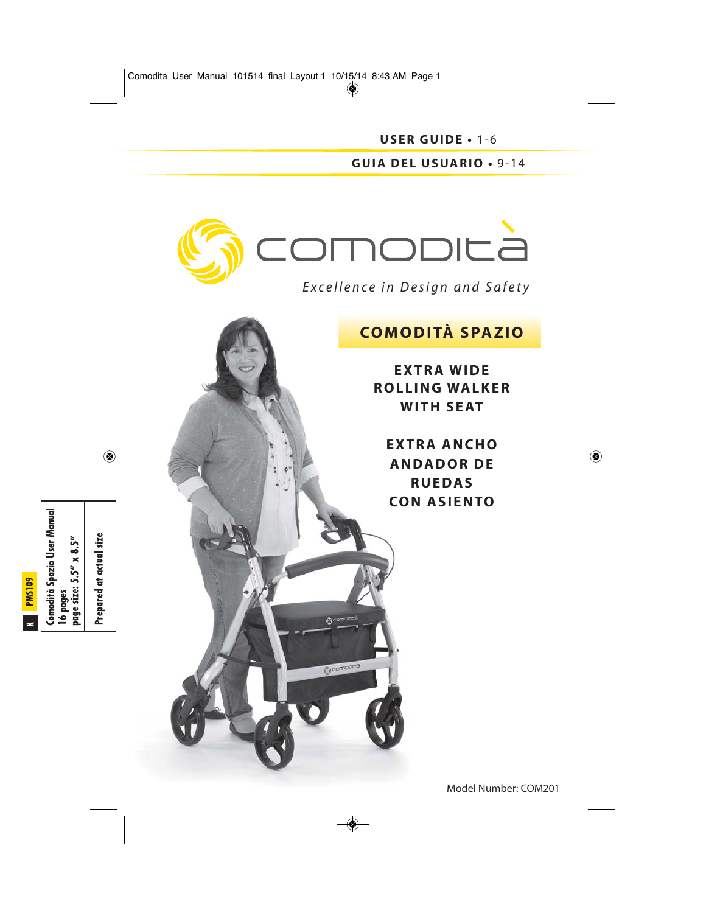**USER GUIDE** • 1-6

**GUIA DEL USUARIO** • 9-14

# comodità

*Excellence in Design and Safety*

## COMODITÀ SPAZIO

**EXTRA WIDE ROLLING WALKER WITH SEAT**

**EXTRA ANCHO ANDADOR DE RUEDAS CON ASIENTO**

Model Number: COM201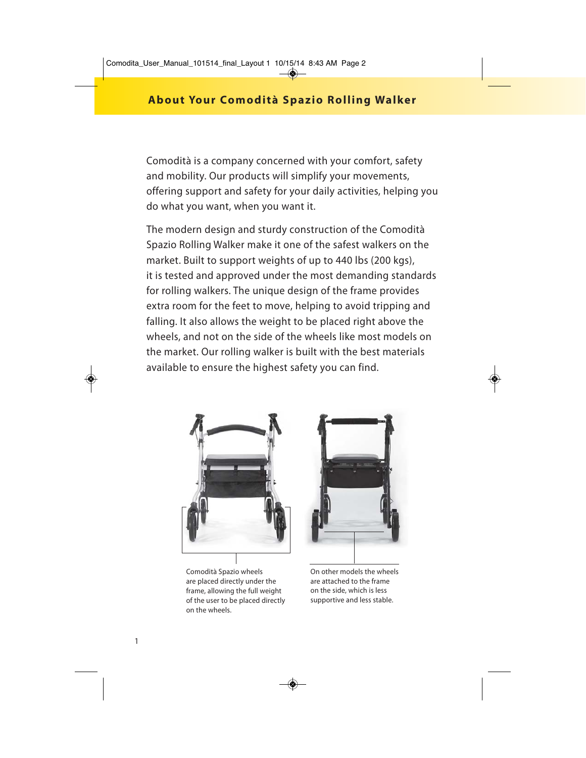## About Your Comodità Spazio Rolling Walker

Comodità is a company concerned with your comfort, safety and mobility. Our products will simplify your movements, offering support and safety for your daily activities, helping you do what you want, when you want it.

The modern design and sturdy construction of the Comodità Spazio Rolling Walker make it one of the safest walkers on the market. Built to support weights of up to 440 lbs (200 kgs), it is tested and approved under the most demanding standards for rolling walkers. The unique design of the frame provides extra room for the feet to move, helping to avoid tripping and falling. It also allows the weight to be placed right above the wheels, and not on the side of the wheels like most models on the market. Our rolling walker is built with the best materials available to ensure the highest safety you can find.

Comodità Spazio wheels are placed directly under the frame, allowing the full weight of the user to be placed directly on the wheels.

On other models the wheels are attached to the frame on the side, which is less supportive and less stable.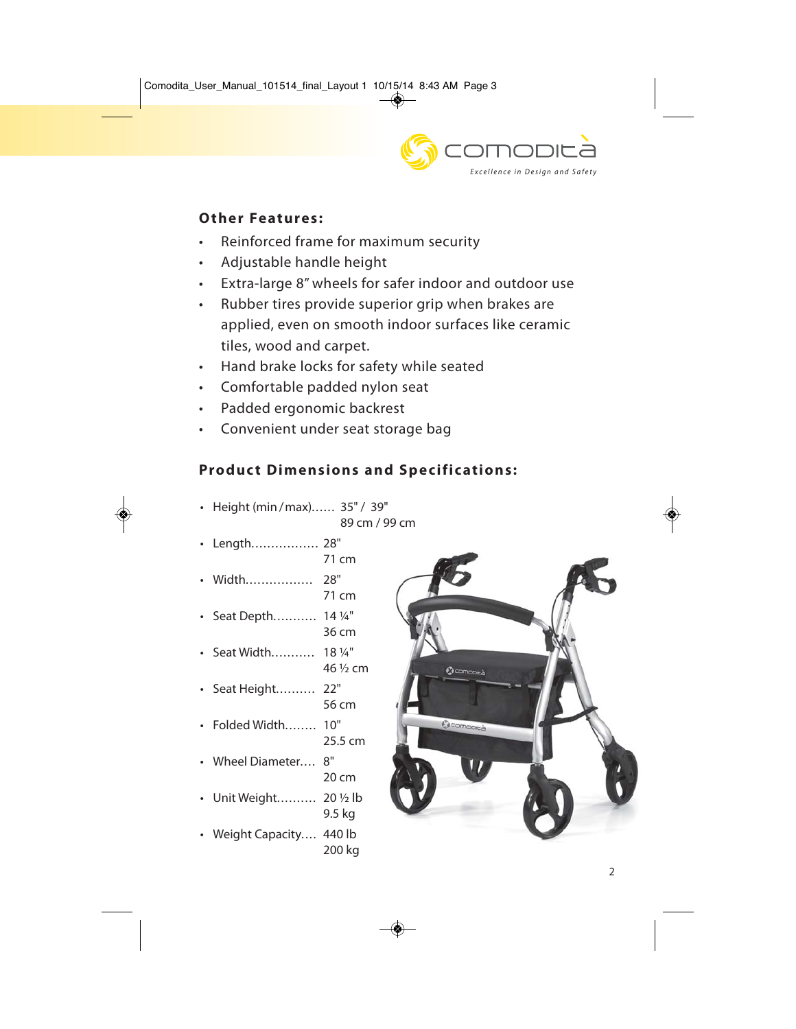## Other Features:

- Reinforced frame for maximum security
- Adjustable handle height
- Extra-large 8" wheels for safer indoor and outdoor use
- Rubber tires provide superior grip when brakes are applied, even on smooth indoor surfaces like ceramic tiles, wood and carpet.
- Hand brake locks for safety while seated
- Comfortable padded nylon seat
- Padded ergonomic backrest
- Convenient under seat storage bag

## Product Dimensions and Specifications:

- Height (min / max)...... 35" / 39"
  89 cm / 99 cm
- Length................. 28"
  71 cm
- Width................. 28"
  71 cm
- Seat Depth........... 14 ¼"
  36 cm
- Seat Width........... 18 ¼"
  46 ½ cm
- Seat Height.......... 22"
  56 cm
- Folded Width........ 10"
  25.5 cm
- Wheel Diameter.... 8"
  20 cm
- Unit Weight.......... 20 ½ lb
  9.5 kg
- Weight Capacity.... 440 lb
  200 kg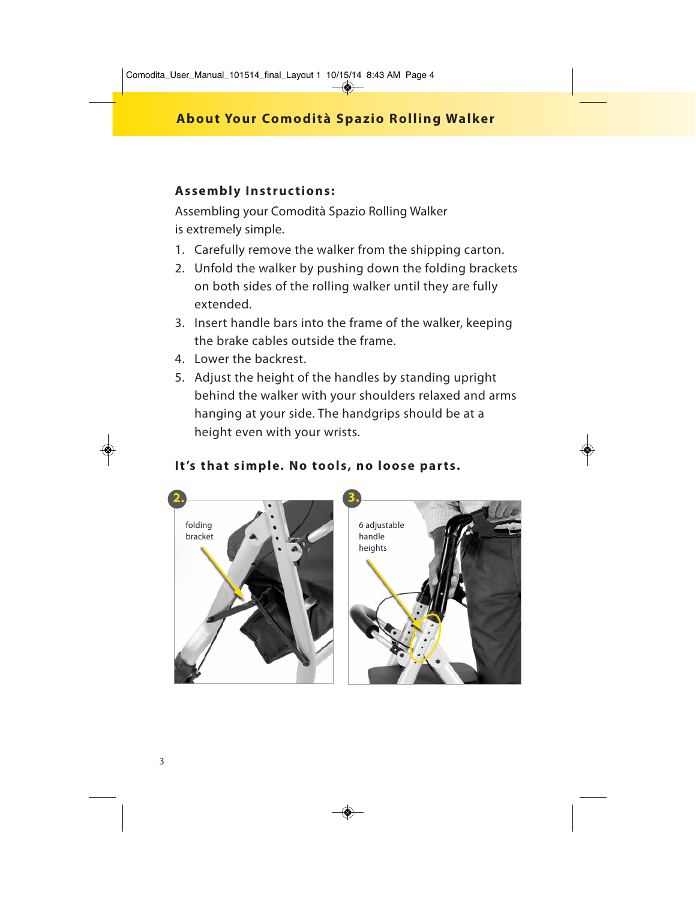## About Your Comodità Spazio Rolling Walker

### Assembly Instructions:

Assembling your Comodità Spazio Rolling Walker is extremely simple.

1. Carefully remove the walker from the shipping carton.
2. Unfold the walker by pushing down the folding brackets on both sides of the rolling walker until they are fully extended.
3. Insert handle bars into the frame of the walker, keeping the brake cables outside the frame.
4. Lower the backrest.
5. Adjust the height of the handles by standing upright behind the walker with your shoulders relaxed and arms hanging at your side. The handgrips should be at a height even with your wrists.

**It's that simple. No tools, no loose parts.**

2. folding bracket

3. 6 adjustable handle heights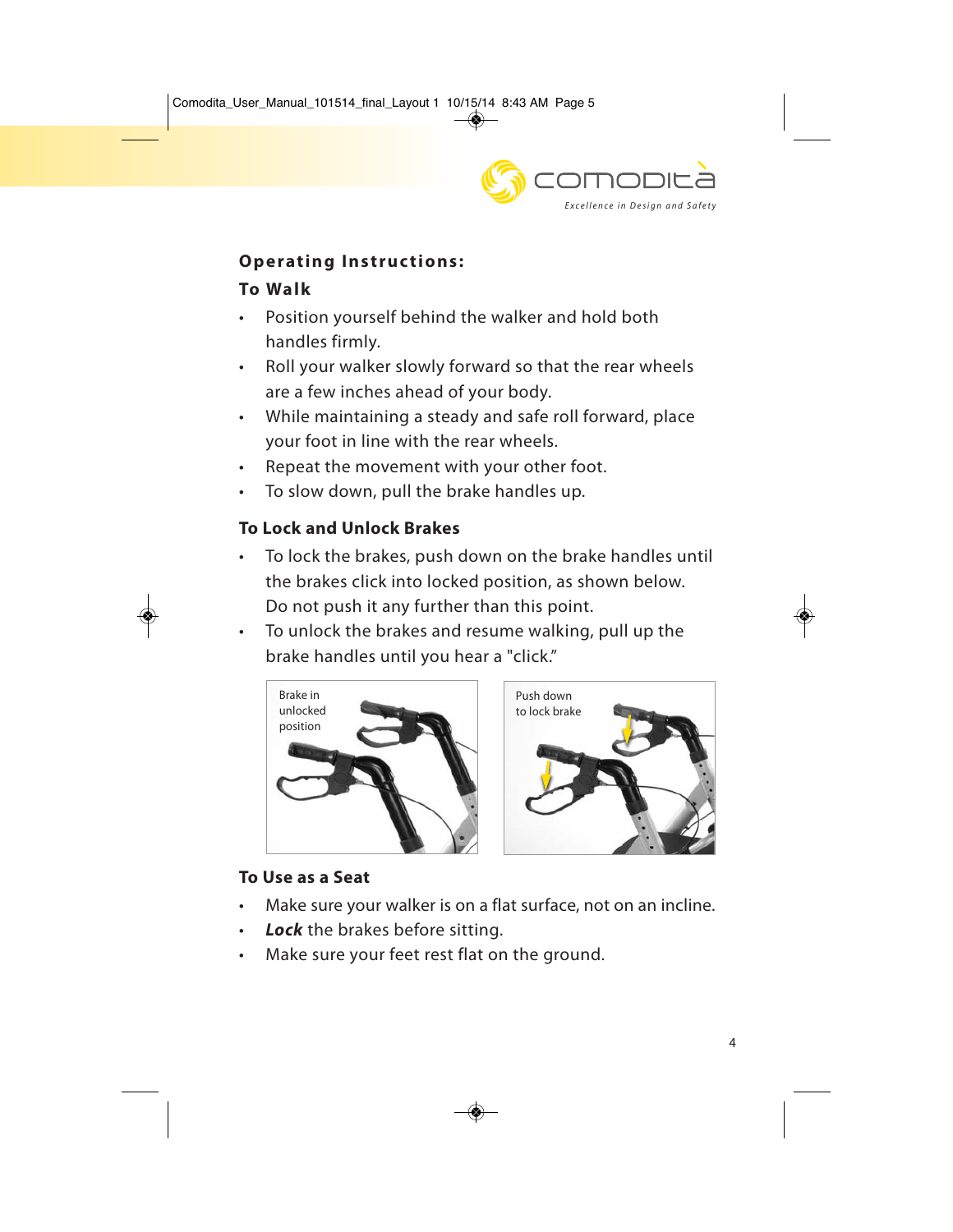## Operating Instructions:

### To Walk

- Position yourself behind the walker and hold both handles firmly.
- Roll your walker slowly forward so that the rear wheels are a few inches ahead of your body.
- While maintaining a steady and safe roll forward, place your foot in line with the rear wheels.
- Repeat the movement with your other foot.
- To slow down, pull the brake handles up.

### To Lock and Unlock Brakes

- To lock the brakes, push down on the brake handles until the brakes click into locked position, as shown below. Do not push it any further than this point.
- To unlock the brakes and resume walking, pull up the brake handles until you hear a "click."

Brake in unlocked position

Push down to lock brake

### To Use as a Seat

- Make sure your walker is on a flat surface, not on an incline.
- ***Lock*** the brakes before sitting.
- Make sure your feet rest flat on the ground.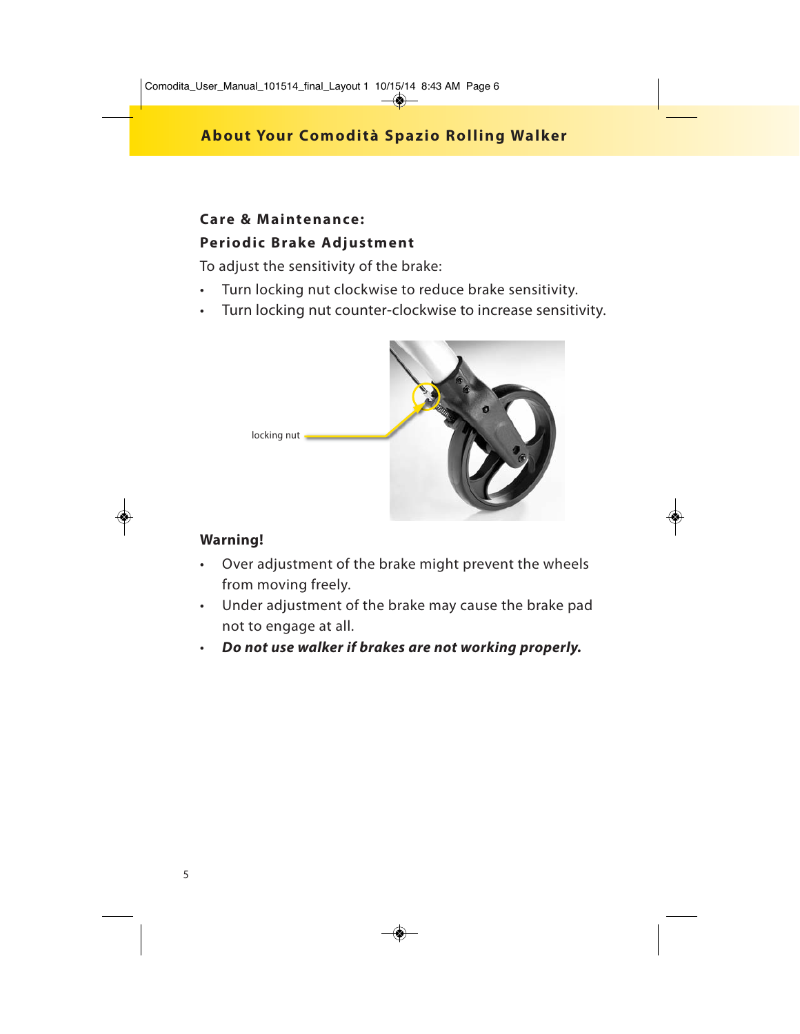## About Your Comodità Spazio Rolling Walker

### Care & Maintenance:

### Periodic Brake Adjustment

To adjust the sensitivity of the brake:

- Turn locking nut clockwise to reduce brake sensitivity.
- Turn locking nut counter-clockwise to increase sensitivity.

locking nut

### Warning!

- Over adjustment of the brake might prevent the wheels from moving freely.
- Under adjustment of the brake may cause the brake pad not to engage at all.
- ***Do not use walker if brakes are not working properly.***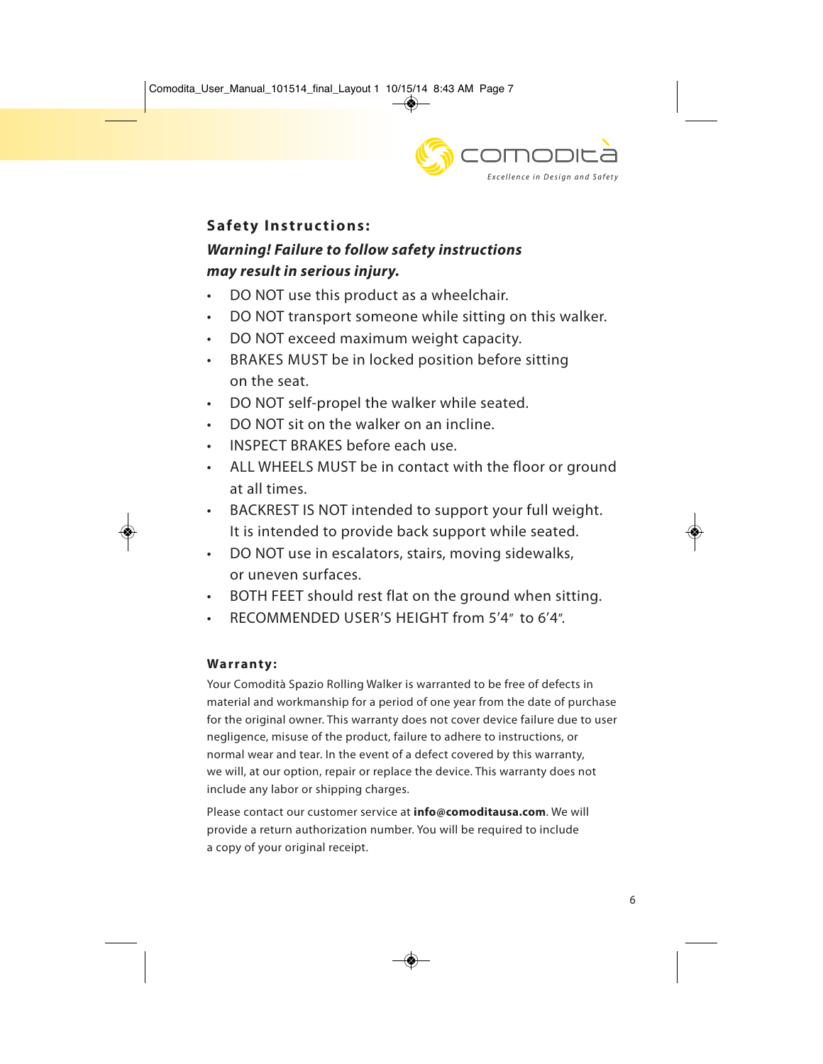## Safety Instructions:

***Warning! Failure to follow safety instructions may result in serious injury.***

- DO NOT use this product as a wheelchair.
- DO NOT transport someone while sitting on this walker.
- DO NOT exceed maximum weight capacity.
- BRAKES MUST be in locked position before sitting on the seat.
- DO NOT self-propel the walker while seated.
- DO NOT sit on the walker on an incline.
- INSPECT BRAKES before each use.
- ALL WHEELS MUST be in contact with the floor or ground at all times.
- BACKREST IS NOT intended to support your full weight. It is intended to provide back support while seated.
- DO NOT use in escalators, stairs, moving sidewalks, or uneven surfaces.
- BOTH FEET should rest flat on the ground when sitting.
- RECOMMENDED USER'S HEIGHT from 5'4" to 6'4".

### Warranty:

Your Comodità Spazio Rolling Walker is warranted to be free of defects in material and workmanship for a period of one year from the date of purchase for the original owner. This warranty does not cover device failure due to user negligence, misuse of the product, failure to adhere to instructions, or normal wear and tear. In the event of a defect covered by this warranty, we will, at our option, repair or replace the device. This warranty does not include any labor or shipping charges.

Please contact our customer service at **info@comoditausa.com**. We will provide a return authorization number. You will be required to include a copy of your original receipt.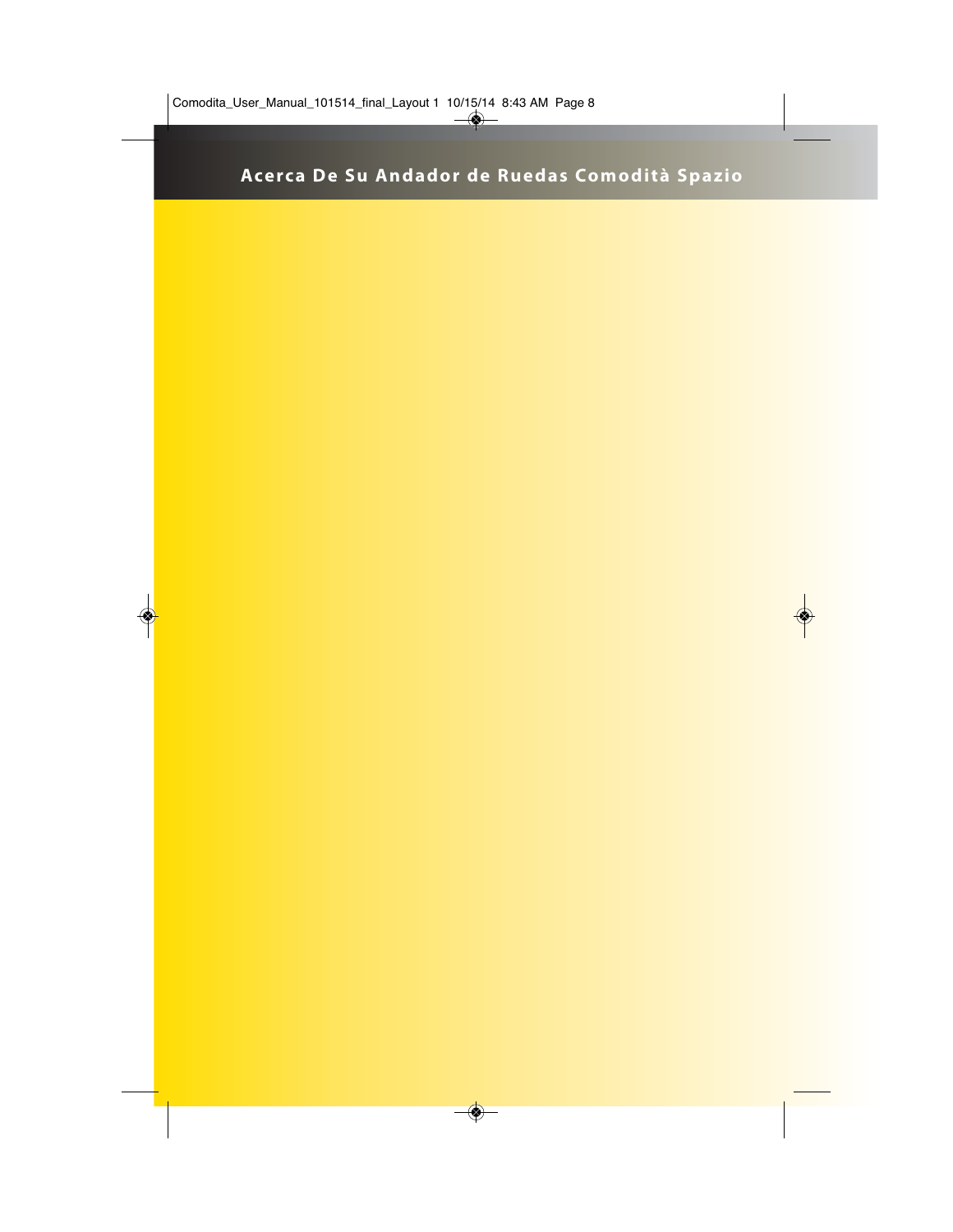# Acerca De Su Andador de Ruedas Comodità Spazio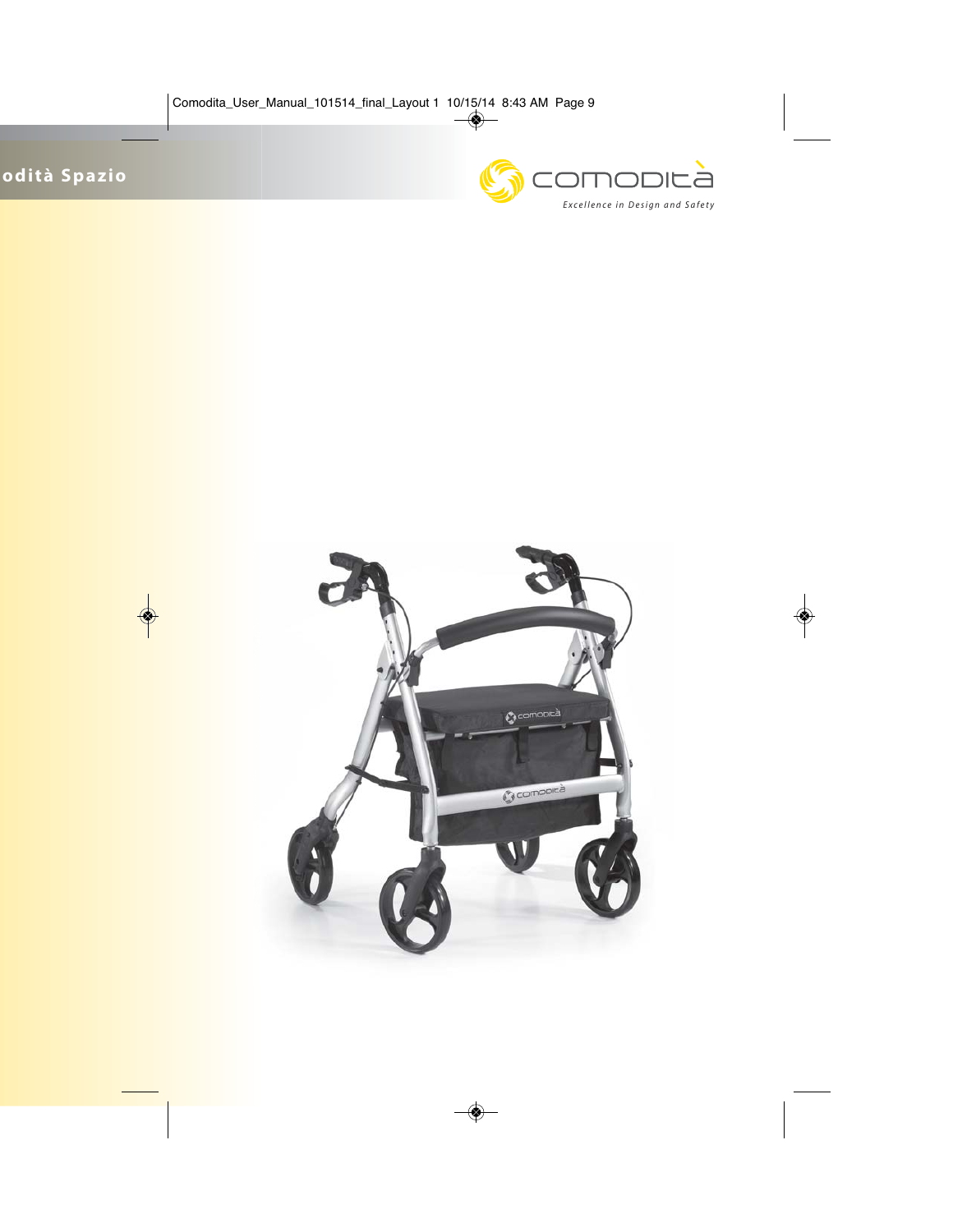odità Spazio

comodità

*Excellence in Design and Safety*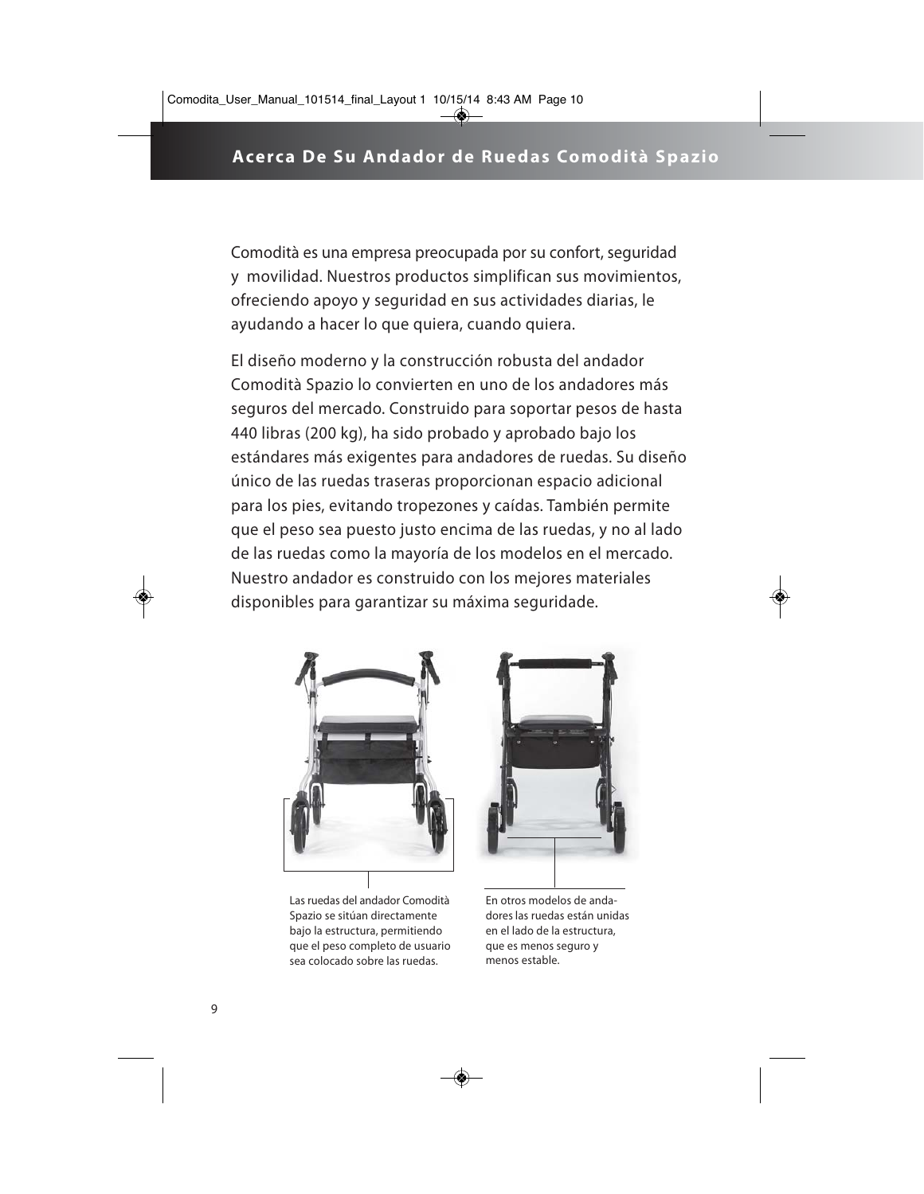## Acerca De Su Andador de Ruedas Comodità Spazio

Comodità es una empresa preocupada por su confort, seguridad y movilidad. Nuestros productos simplifican sus movimientos, ofreciendo apoyo y seguridad en sus actividades diarias, le ayudando a hacer lo que quiera, cuando quiera.

El diseño moderno y la construcción robusta del andador Comodità Spazio lo convierten en uno de los andadores más seguros del mercado. Construido para soportar pesos de hasta 440 libras (200 kg), ha sido probado y aprobado bajo los estándares más exigentes para andadores de ruedas. Su diseño único de las ruedas traseras proporcionan espacio adicional para los pies, evitando tropezones y caídas. También permite que el peso sea puesto justo encima de las ruedas, y no al lado de las ruedas como la mayoría de los modelos en el mercado. Nuestro andador es construido con los mejores materiales disponibles para garantizar su máxima seguridade.

Las ruedas del andador Comodità Spazio se sitúan directamente bajo la estructura, permitiendo que el peso completo de usuario sea colocado sobre las ruedas.

En otros modelos de andadores las ruedas están unidas en el lado de la estructura, que es menos seguro y menos estable.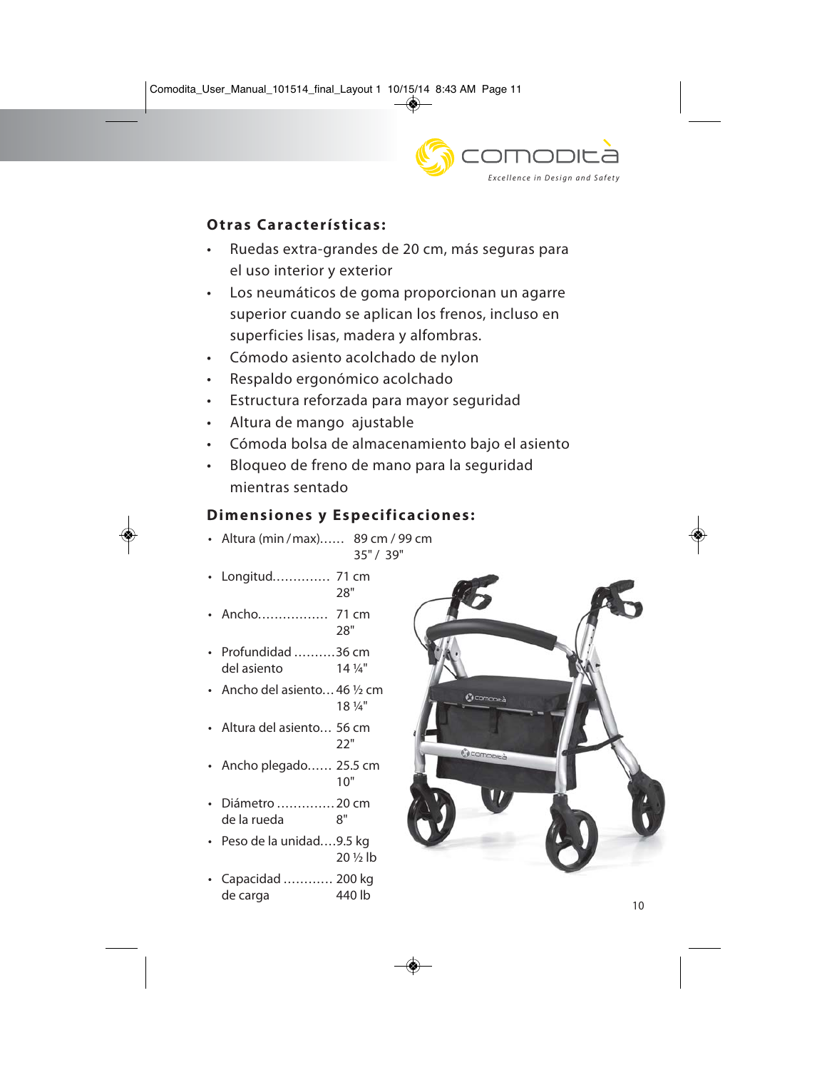## Otras Características:

- Ruedas extra-grandes de 20 cm, más seguras para el uso interior y exterior
- Los neumáticos de goma proporcionan un agarre superior cuando se aplican los frenos, incluso en superficies lisas, madera y alfombras.
- Cómodo asiento acolchado de nylon
- Respaldo ergonómico acolchado
- Estructura reforzada para mayor seguridad
- Altura de mango ajustable
- Cómoda bolsa de almacenamiento bajo el asiento
- Bloqueo de freno de mano para la seguridad mientras sentado

## Dimensiones y Especificaciones:

- Altura (min / max)...... 89 cm / 99 cm
  35" / 39"
- Longitud............. 71 cm
  28"
- Ancho................ 71 cm
  28"
- Profundidad del asiento .........36 cm
  14 ¼"
- Ancho del asiento... 46 ½ cm
  18 ¼"
- Altura del asiento... 56 cm
  22"
- Ancho plegado...... 25.5 cm
  10"
- Diámetro de la rueda .............20 cm
  8"
- Peso de la unidad....9.5 kg
  20 ½ lb
- Capacidad de carga ........... 200 kg
  440 lb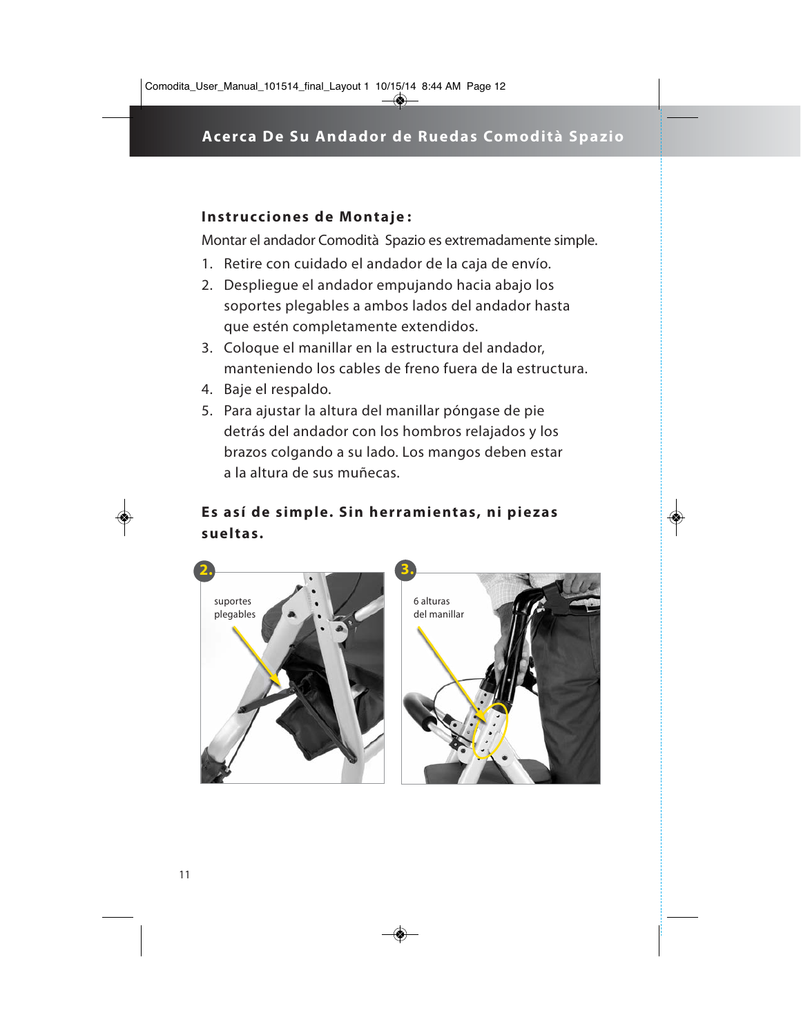## Acerca De Su Andador de Ruedas Comodità Spazio

### Instrucciones de Montaje:

Montar el andador Comodità  Spazio es extremadamente simple.

1. Retire con cuidado el andador de la caja de envío.
2. Despliegue el andador empujando hacia abajo los soportes plegables a ambos lados del andador hasta que estén completamente extendidos.
3. Coloque el manillar en la estructura del andador, manteniendo los cables de freno fuera de la estructura.
4. Baje el respaldo.
5. Para ajustar la altura del manillar póngase de pie detrás del andador con los hombros relajados y los brazos colgando a su lado. Los mangos deben estar a la altura de sus muñecas.

### Es así de simple. Sin herramientas, ni piezas sueltas.

2. suportes plegables

3. 6 alturas del manillar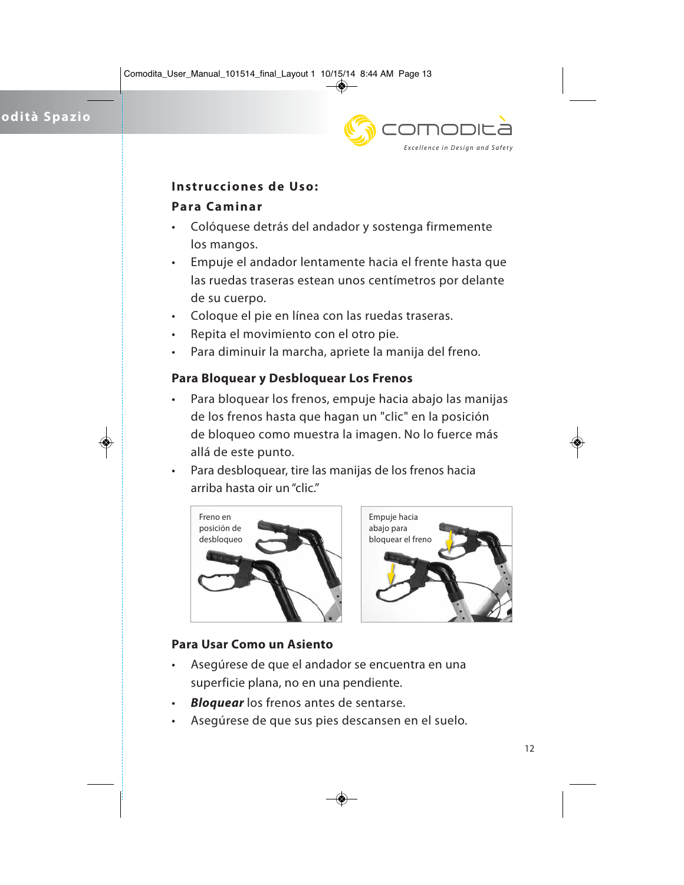## Instrucciones de Uso:

### Para Caminar

- Colóquese detrás del andador y sostenga firmemente los mangos.
- Empuje el andador lentamente hacia el frente hasta que las ruedas traseras estean unos centímetros por delante de su cuerpo.
- Coloque el pie en línea con las ruedas traseras.
- Repita el movimiento con el otro pie.
- Para diminuir la marcha, apriete la manija del freno.

### Para Bloquear y Desbloquear Los Frenos

- Para bloquear los frenos, empuje hacia abajo las manijas de los frenos hasta que hagan un "clic" en la posición de bloqueo como muestra la imagen. No lo fuerce más allá de este punto.
- Para desbloquear, tire las manijas de los frenos hacia arriba hasta oir un "clic."

Freno en posición de desbloqueo

Empuje hacia abajo para bloquear el freno

### Para Usar Como un Asiento

- Asegúrese de que el andador se encuentra en una superficie plana, no en una pendiente.
- ***Bloquear*** los frenos antes de sentarse.
- Asegúrese de que sus pies descansen en el suelo.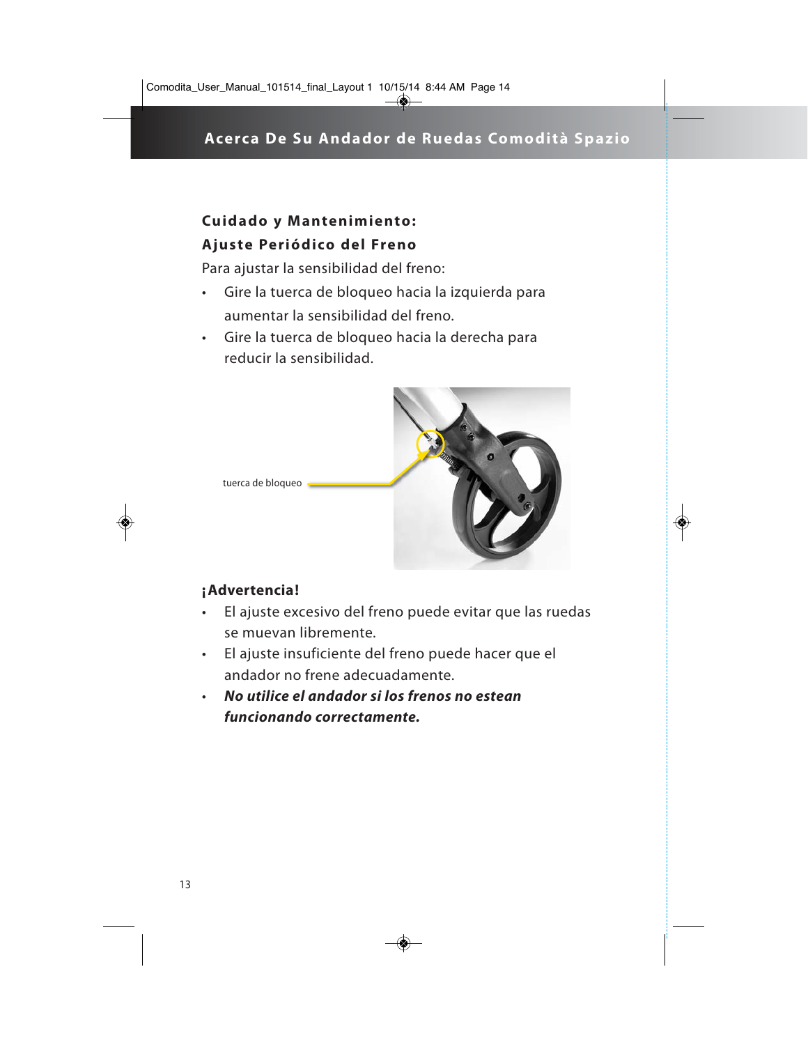## Cuidado y Mantenimiento:

### Ajuste Periódico del Freno

Para ajustar la sensibilidad del freno:

- Gire la tuerca de bloqueo hacia la izquierda para aumentar la sensibilidad del freno.
- Gire la tuerca de bloqueo hacia la derecha para reducir la sensibilidad.

tuerca de bloqueo

### ¡Advertencia!

- El ajuste excesivo del freno puede evitar que las ruedas se muevan libremente.
- El ajuste insuficiente del freno puede hacer que el andador no frene adecuadamente.
- ***No utilice el andador si los frenos no estean funcionando correctamente.***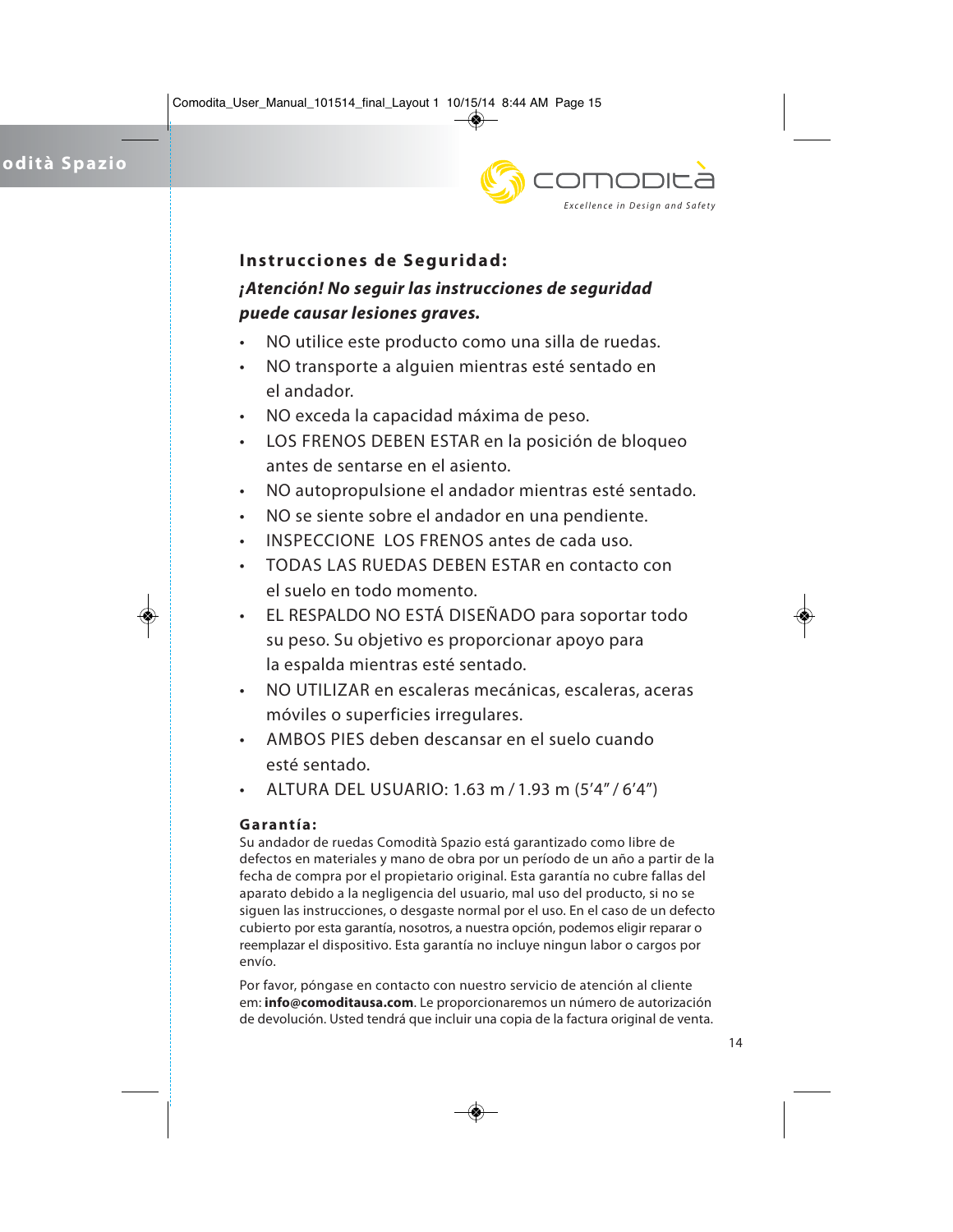## Instrucciones de Seguridad:

***¡Atención! No seguir las instrucciones de seguridad puede causar lesiones graves.***

- NO utilice este producto como una silla de ruedas.
- NO transporte a alguien mientras esté sentado en el andador.
- NO exceda la capacidad máxima de peso.
- LOS FRENOS DEBEN ESTAR en la posición de bloqueo antes de sentarse en el asiento.
- NO autopropulsione el andador mientras esté sentado.
- NO se siente sobre el andador en una pendiente.
- INSPECCIONE LOS FRENOS antes de cada uso.
- TODAS LAS RUEDAS DEBEN ESTAR en contacto con el suelo en todo momento.
- EL RESPALDO NO ESTÁ DISEÑADO para soportar todo su peso. Su objetivo es proporcionar apoyo para la espalda mientras esté sentado.
- NO UTILIZAR en escaleras mecánicas, escaleras, aceras móviles o superficies irregulares.
- AMBOS PIES deben descansar en el suelo cuando esté sentado.
- ALTURA DEL USUARIO: 1.63 m / 1.93 m (5'4" / 6'4")

### Garantía:

Su andador de ruedas Comodità Spazio está garantizado como libre de defectos en materiales y mano de obra por un período de un año a partir de la fecha de compra por el propietario original. Esta garantía no cubre fallas del aparato debido a la negligencia del usuario, mal uso del producto, si no se siguen las instrucciones, o desgaste normal por el uso. En el caso de un defecto cubierto por esta garantía, nosotros, a nuestra opción, podemos eligir reparar o reemplazar el dispositivo. Esta garantía no incluye ningun labor o cargos por envío.

Por favor, póngase en contacto con nuestro servicio de atención al cliente em: **info@comoditausa.com**. Le proporcionaremos un número de autorización de devolución. Usted tendrá que incluir una copia de la factura original de venta.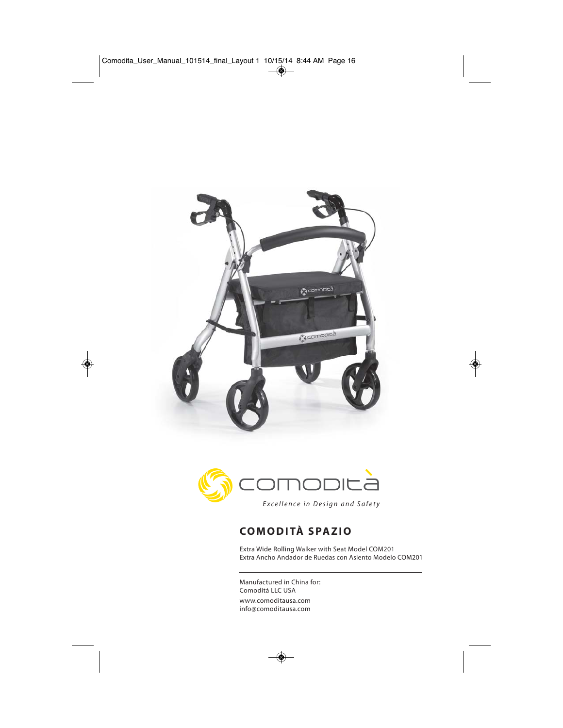comoditá

*Excellence in Design and Safety*

## COMODITÀ SPAZIO

Extra Wide Rolling Walker with Seat Model COM201
Extra Ancho Andador de Ruedas con Asiento Modelo COM201

Manufactured in China for:
Comoditá LLC USA

www.comoditausa.com
info@comoditausa.com